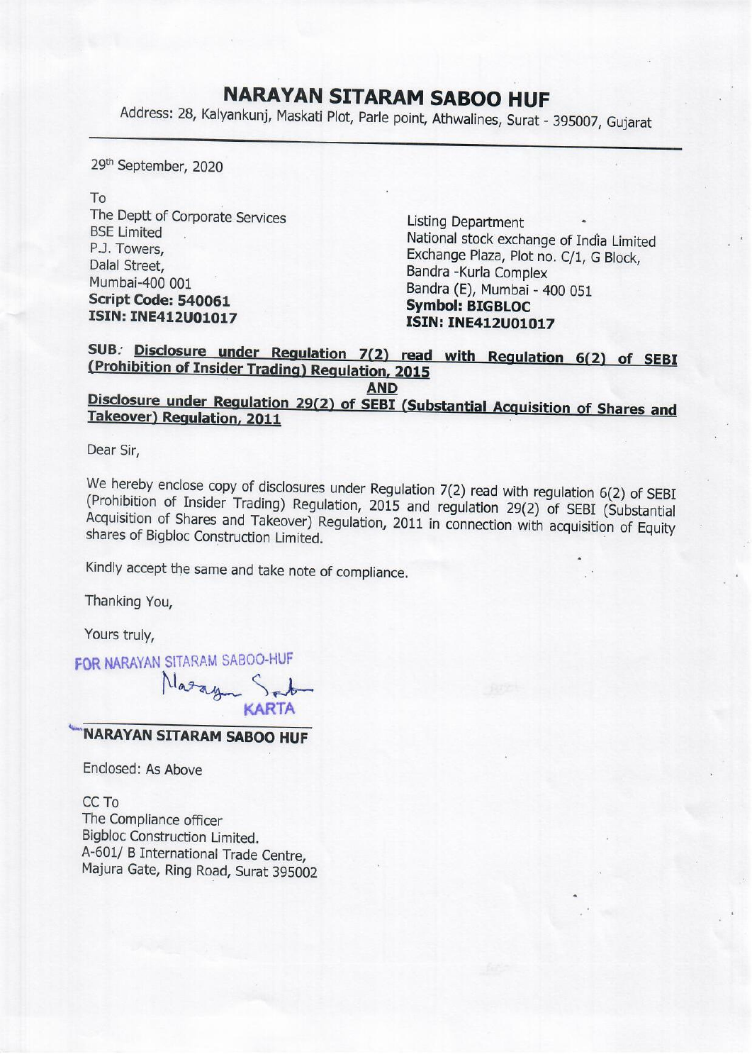# NARAYAN SITARAM SABOO HUF

Address: 28, Kalyankunj, Maskati Plot, Parle point, Athwalines, Surat - 395007, Gujarat

29th September, 2020

To

The Deptt of Corporate Services
BSE Limited
P.J. Towers,
Dalal Street,
Mumbai-400 001
**Script Code: 540061**
**ISIN: INE412U01017**

Listing Department
National stock exchange of India Limited
Exchange Plaza, Plot no. C/1, G Block,
Bandra -Kurla Complex
Bandra (E), Mumbai - 400 051
**Symbol: BIGBLOC**
**ISIN: INE412U01017**

**SUB: Disclosure under Regulation 7(2) read with Regulation 6(2) of SEBI (Prohibition of Insider Trading) Regulation, 2015**

**AND**

**Disclosure under Regulation 29(2) of SEBI (Substantial Acquisition of Shares and Takeover) Regulation, 2011**

Dear Sir,

We hereby enclose copy of disclosures under Regulation 7(2) read with regulation 6(2) of SEBI (Prohibition of Insider Trading) Regulation, 2015 and regulation 29(2) of SEBI (Substantial Acquisition of Shares and Takeover) Regulation, 2011 in connection with acquisition of Equity shares of Bigbloc Construction Limited.

Kindly accept the same and take note of compliance.

Thanking You,

Yours truly,

FOR NARAYAN SITARAM SABOO-HUF

KARTA

**NARAYAN SITARAM SABOO HUF**

Enclosed: As Above

CC To
The Compliance officer
Bigbloc Construction Limited.
A-601/ B International Trade Centre,
Majura Gate, Ring Road, Surat 395002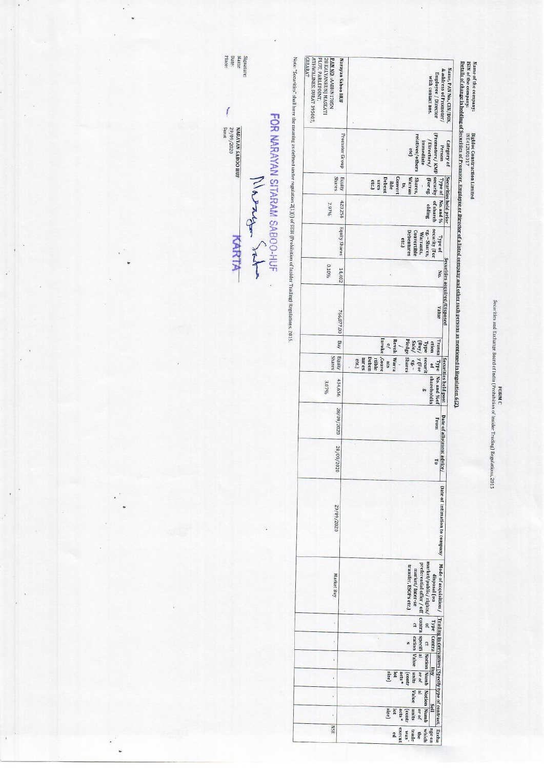FORM C

Securities and Exchange Board of India (Prohibition of Insider Trading) Regulations, 2015

Name of the company: Bigbloc Construction Limited

ISIN of the company: INE412U01017

Details of change in holding of Securities of Promoter, Employee or Director of a listed company and other such persons as mentioned in Regulation 6(2).

| Name, PAN No., CIN/DIN, & address of Promoter/ Employee / Director with contact nos. | Category of Person (Promoters/ KMP / Directors/ immediate relatives/others etc) | Securities held prior to acquisition/disposal | | Securities acquired/Disposed | | | | Securities held post acquisition/disposal | | Date of allotment advice/ acquisition of shares/ sale of shares specify | | Date of intimation to company | Mode of acquisition / disposal (on market/public/ rights/ preferential offer / off market/ Inter-se transfer, ESOPs etc.) | Trading in derivatives (Specify type of contract, Futures or Options etc) | | | | | | Exchange on which the trade was executed |
|---|---|---|---|---|---|---|---|---|---|---|---|---|---|---|---|---|---|---|---|---|
| | | Type of security (For eg. – Shares, Warrants, Convertible Debentures etc.) | No. and % of shareholding | Type of security (For eg. – Shares, Warrants, Convertible Debentures etc.) | No. | Value | Transaction Type (Buy/ Sale/ Pledge / Revoke/ Invoke) | Type of security (For eg. – Shares, Warrants, Convertible Debentures etc.) | No. and % of shareholding | From | To | | | Type of contract | Contract specifications | Buy | | Sell | | |
| | | | | | | | | | | | | | | | | Notional Value | Number of units (contracts * lot size) | Notional Value | Number of units (contracts * lot size) | |
| Narayan Saboo HUF<br>PAN NO. AAHBN1795N<br>28 KALYANKUNJ MASKATI PLOT, PARLEPOINT, ATHWALINES, SURAT 395007, GUJARAT | Promoter Group | Equity Shares | 420254<br>2.97% | Equity Shares | 14,402<br>0.10% | 766877.00 | Buy | Equity Shares | 434,656<br>3.07% | 28/09/2020 | 28/09/2020 | 29/09/2020 | Market Buy | - | - | - | - | - | - | NSE |

Note: "Securities" shall have the meaning as defined under regulation 2(1)(i) of SEBI (Prohibition of Insider Trading) Regulations, 2015.

FOR NARAYAN SITARAM SABOO-HUF

KARTA

Signature:

Name: NARAYAN SABOO HUF

Date: 29/09/2020

Place: Surat